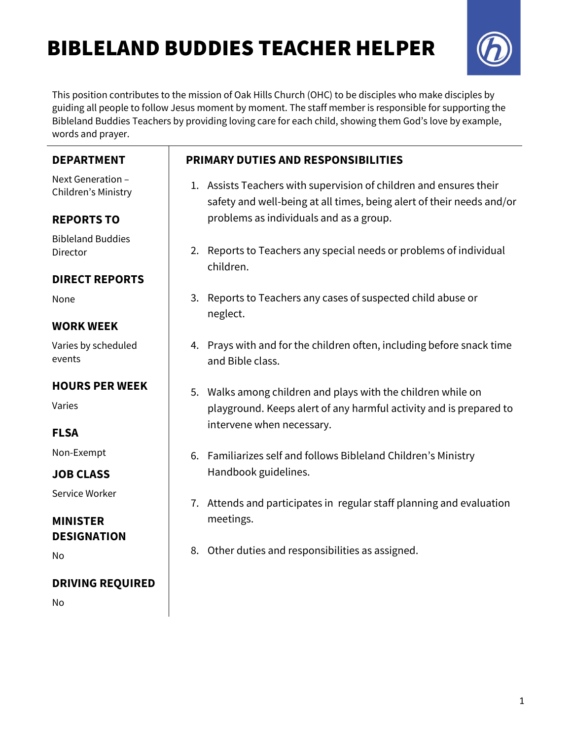# BIBLELAND BUDDIES TEACHER HELPER

This position contributes to the mission of Oak Hills Church (OHC) to be disciples who make disciples by guiding all people to follow Jesus moment by moment. The staff member is responsible for supporting the Bibleland Buddies Teachers by providing loving care for each child, showing them God's love by example, words and prayer.

## DEPARTMENT

Next Generation – Children's Ministry

## REPORTS TO

Bibleland Buddies Director

## DIRECT REPORTS

None

## WORK WEEK

Varies by scheduled events

## HOURS PER WEEK

Varies

## FLSA

Non-Exempt

## JOB CLASS

Service Worker

## MINISTER DESIGNATION

No

## DRIVING REQUIRED

No

## PRIMARY DUTIES AND RESPONSIBILITIES

1. Assists Teachers with supervision of children and ensures their safety and well-being at all times, being alert of their needs and/or problems as individuals and as a group.
2. Reports to Teachers any special needs or problems of individual children.
3. Reports to Teachers any cases of suspected child abuse or neglect.
4. Prays with and for the children often, including before snack time and Bible class.
5. Walks among children and plays with the children while on playground. Keeps alert of any harmful activity and is prepared to intervene when necessary.
6. Familiarizes self and follows Bibleland Children's Ministry Handbook guidelines.
7. Attends and participates in regular staff planning and evaluation meetings.
8. Other duties and responsibilities as assigned.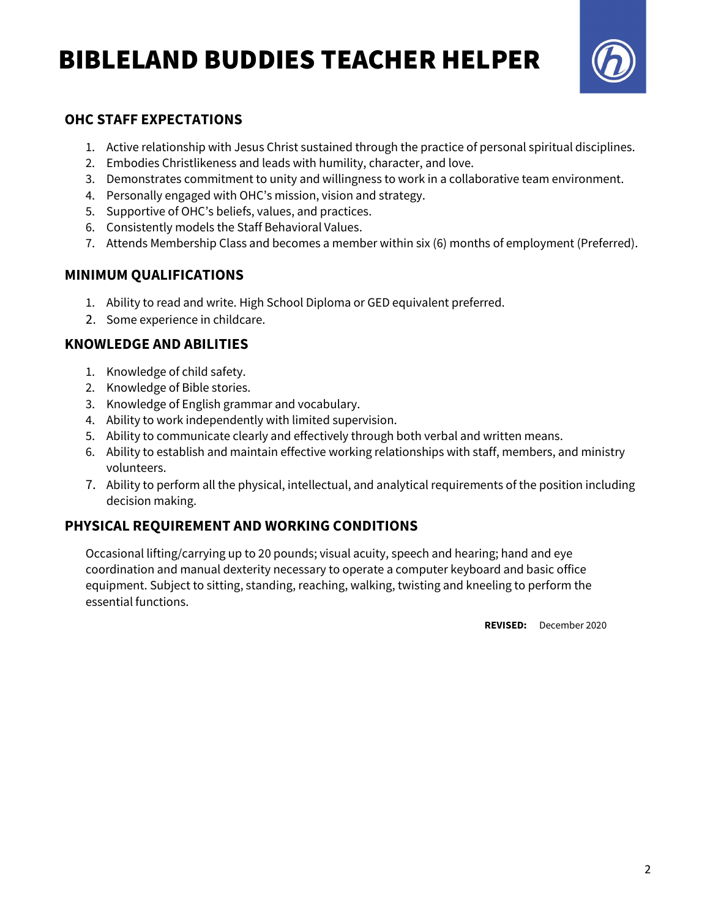# BIBLELAND BUDDIES TEACHER HELPER

## OHC STAFF EXPECTATIONS

1. Active relationship with Jesus Christ sustained through the practice of personal spiritual disciplines.
2. Embodies Christlikeness and leads with humility, character, and love.
3. Demonstrates commitment to unity and willingness to work in a collaborative team environment.
4. Personally engaged with OHC's mission, vision and strategy.
5. Supportive of OHC's beliefs, values, and practices.
6. Consistently models the Staff Behavioral Values.
7. Attends Membership Class and becomes a member within six (6) months of employment (Preferred).

## MINIMUM QUALIFICATIONS

1. Ability to read and write. High School Diploma or GED equivalent preferred.
2. Some experience in childcare.

## KNOWLEDGE AND ABILITIES

1. Knowledge of child safety.
2. Knowledge of Bible stories.
3. Knowledge of English grammar and vocabulary.
4. Ability to work independently with limited supervision.
5. Ability to communicate clearly and effectively through both verbal and written means.
6. Ability to establish and maintain effective working relationships with staff, members, and ministry volunteers.
7. Ability to perform all the physical, intellectual, and analytical requirements of the position including decision making.

## PHYSICAL REQUIREMENT AND WORKING CONDITIONS

Occasional lifting/carrying up to 20 pounds; visual acuity, speech and hearing; hand and eye coordination and manual dexterity necessary to operate a computer keyboard and basic office equipment. Subject to sitting, standing, reaching, walking, twisting and kneeling to perform the essential functions.

**REVISED:** December 2020